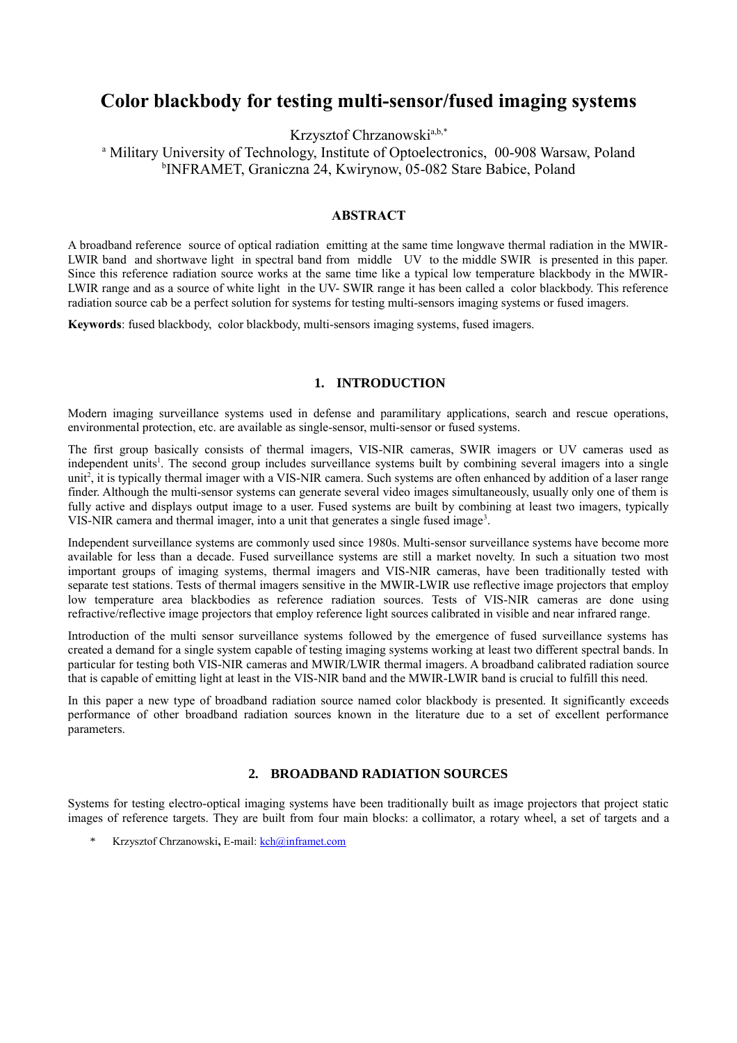# Color blackbody for testing multi-sensor/fused imaging systems

Krzysztof Chrzanowski[a,b,*]

[a] Military University of Technology, Institute of Optoelectronics, 00-908 Warsaw, Poland
[b]INFRAMET, Graniczna 24, Kwirynow, 05-082 Stare Babice, Poland

## ABSTRACT

A broadband reference source of optical radiation emitting at the same time longwave thermal radiation in the MWIR-LWIR band and shortwave light in spectral band from middle UV to the middle SWIR is presented in this paper. Since this reference radiation source works at the same time like a typical low temperature blackbody in the MWIR-LWIR range and as a source of white light in the UV- SWIR range it has been called a color blackbody. This reference radiation source cab be a perfect solution for systems for testing multi-sensors imaging systems or fused imagers.

**Keywords**: fused blackbody, color blackbody, multi-sensors imaging systems, fused imagers.

## 1. INTRODUCTION

Modern imaging surveillance systems used in defense and paramilitary applications, search and rescue operations, environmental protection, etc. are available as single-sensor, multi-sensor or fused systems.

The first group basically consists of thermal imagers, VIS-NIR cameras, SWIR imagers or UV cameras used as independent units[1]. The second group includes surveillance systems built by combining several imagers into a single unit[2], it is typically thermal imager with a VIS-NIR camera. Such systems are often enhanced by addition of a laser range finder. Although the multi-sensor systems can generate several video images simultaneously, usually only one of them is fully active and displays output image to a user. Fused systems are built by combining at least two imagers, typically VIS-NIR camera and thermal imager, into a unit that generates a single fused image[3].

Independent surveillance systems are commonly used since 1980s. Multi-sensor surveillance systems have become more available for less than a decade. Fused surveillance systems are still a market novelty. In such a situation two most important groups of imaging systems, thermal imagers and VIS-NIR cameras, have been traditionally tested with separate test stations. Tests of thermal imagers sensitive in the MWIR-LWIR use reflective image projectors that employ low temperature area blackbodies as reference radiation sources. Tests of VIS-NIR cameras are done using refractive/reflective image projectors that employ reference light sources calibrated in visible and near infrared range.

Introduction of the multi sensor surveillance systems followed by the emergence of fused surveillance systems has created a demand for a single system capable of testing imaging systems working at least two different spectral bands. In particular for testing both VIS-NIR cameras and MWIR/LWIR thermal imagers. A broadband calibrated radiation source that is capable of emitting light at least in the VIS-NIR band and the MWIR-LWIR band is crucial to fulfill this need.

In this paper a new type of broadband radiation source named color blackbody is presented. It significantly exceeds performance of other broadband radiation sources known in the literature due to a set of excellent performance parameters.

## 2. BROADBAND RADIATION SOURCES

Systems for testing electro-optical imaging systems have been traditionally built as image projectors that project static images of reference targets. They are built from four main blocks: a collimator, a rotary wheel, a set of targets and a

\* Krzysztof Chrzanowski, E-mail: kch@inframet.com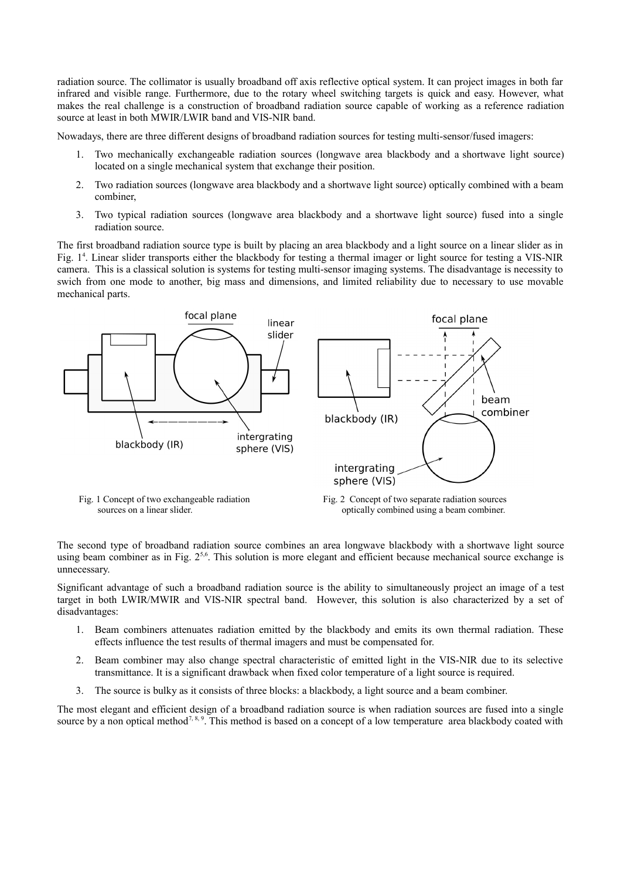radiation source. The collimator is usually broadband off axis reflective optical system. It can project images in both far infrared and visible range. Furthermore, due to the rotary wheel switching targets is quick and easy. However, what makes the real challenge is a construction of broadband radiation source capable of working as a reference radiation source at least in both MWIR/LWIR band and VIS-NIR band.

Nowadays, there are three different designs of broadband radiation sources for testing multi-sensor/fused imagers:

1. Two mechanically exchangeable radiation sources (longwave area blackbody and a shortwave light source) located on a single mechanical system that exchange their position.
2. Two radiation sources (longwave area blackbody and a shortwave light source) optically combined with a beam combiner,
3. Two typical radiation sources (longwave area blackbody and a shortwave light source) fused into a single radiation source.

The first broadband radiation source type is built by placing an area blackbody and a light source on a linear slider as in Fig. 1[4]. Linear slider transports either the blackbody for testing a thermal imager or light source for testing a VIS-NIR camera. This is a classical solution is systems for testing multi-sensor imaging systems. The disadvantage is necessity to swich from one mode to another, big mass and dimensions, and limited reliability due to necessary to use movable mechanical parts.

Fig. 1 Concept of two exchangeable radiation sources on a linear slider.

Fig. 2 Concept of two separate radiation sources optically combined using a beam combiner.

The second type of broadband radiation source combines an area longwave blackbody with a shortwave light source using beam combiner as in Fig. 2[5,6]. This solution is more elegant and efficient because mechanical source exchange is unnecessary.

Significant advantage of such a broadband radiation source is the ability to simultaneously project an image of a test target in both LWIR/MWIR and VIS-NIR spectral band. However, this solution is also characterized by a set of disadvantages:

1. Beam combiners attenuates radiation emitted by the blackbody and emits its own thermal radiation. These effects influence the test results of thermal imagers and must be compensated for.
2. Beam combiner may also change spectral characteristic of emitted light in the VIS-NIR due to its selective transmittance. It is a significant drawback when fixed color temperature of a light source is required.
3. The source is bulky as it consists of three blocks: a blackbody, a light source and a beam combiner.

The most elegant and efficient design of a broadband radiation source is when radiation sources are fused into a single source by a non optical method[7, 8, 9]. This method is based on a concept of a low temperature area blackbody coated with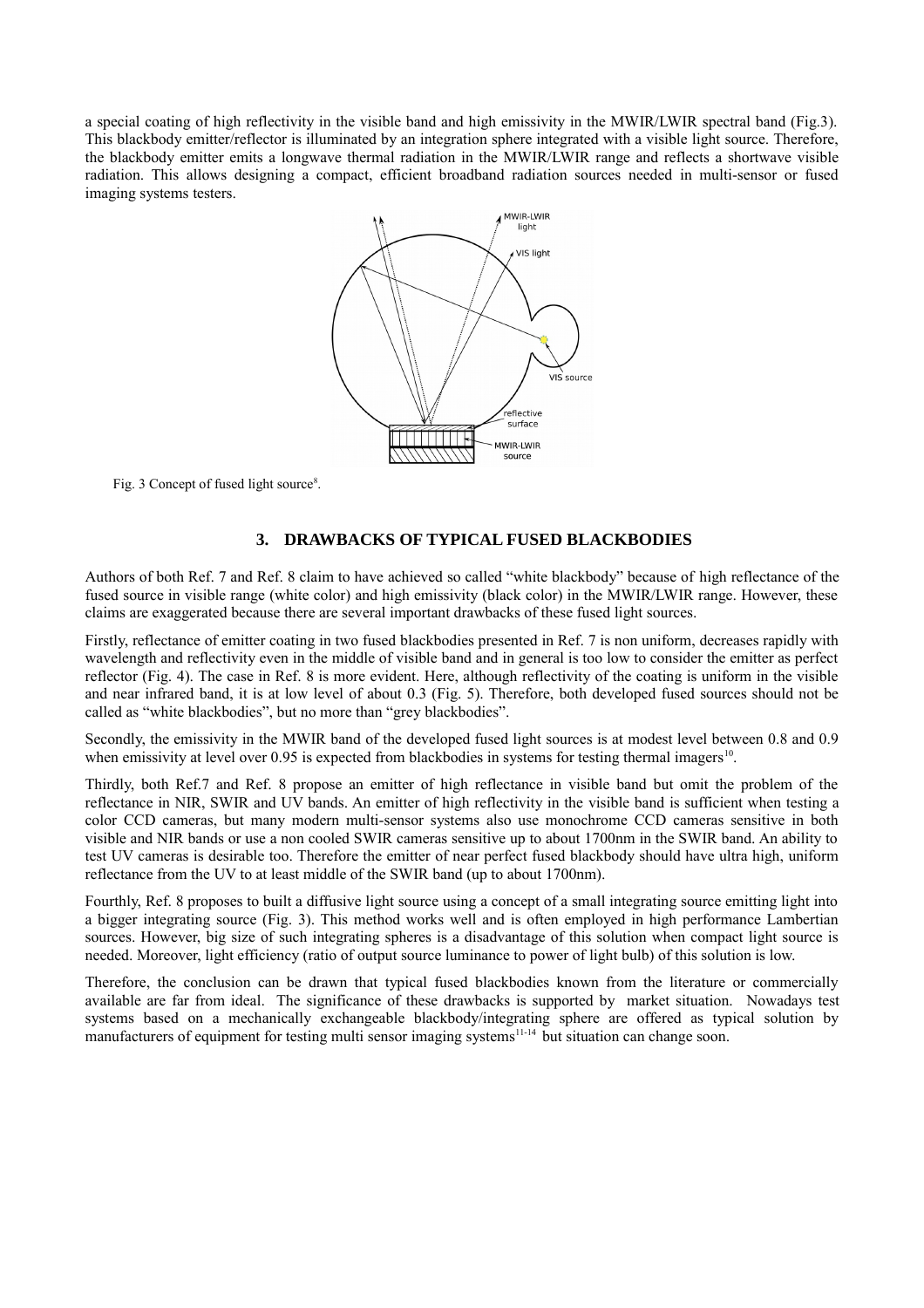a special coating of high reflectivity in the visible band and high emissivity in the MWIR/LWIR spectral band (Fig.3). This blackbody emitter/reflector is illuminated by an integration sphere integrated with a visible light source. Therefore, the blackbody emitter emits a longwave thermal radiation in the MWIR/LWIR range and reflects a shortwave visible radiation. This allows designing a compact, efficient broadband radiation sources needed in multi-sensor or fused imaging systems testers.

Fig. 3 Concept of fused light source[8].

## 3. DRAWBACKS OF TYPICAL FUSED BLACKBODIES

Authors of both Ref. 7 and Ref. 8 claim to have achieved so called "white blackbody" because of high reflectance of the fused source in visible range (white color) and high emissivity (black color) in the MWIR/LWIR range. However, these claims are exaggerated because there are several important drawbacks of these fused light sources.

Firstly, reflectance of emitter coating in two fused blackbodies presented in Ref. 7 is non uniform, decreases rapidly with wavelength and reflectivity even in the middle of visible band and in general is too low to consider the emitter as perfect reflector (Fig. 4). The case in Ref. 8 is more evident. Here, although reflectivity of the coating is uniform in the visible and near infrared band, it is at low level of about 0.3 (Fig. 5). Therefore, both developed fused sources should not be called as "white blackbodies", but no more than "grey blackbodies".

Secondly, the emissivity in the MWIR band of the developed fused light sources is at modest level between 0.8 and 0.9 when emissivity at level over 0.95 is expected from blackbodies in systems for testing thermal imagers[10].

Thirdly, both Ref.7 and Ref. 8 propose an emitter of high reflectance in visible band but omit the problem of the reflectance in NIR, SWIR and UV bands. An emitter of high reflectivity in the visible band is sufficient when testing a color CCD cameras, but many modern multi-sensor systems also use monochrome CCD cameras sensitive in both visible and NIR bands or use a non cooled SWIR cameras sensitive up to about 1700nm in the SWIR band. An ability to test UV cameras is desirable too. Therefore the emitter of near perfect fused blackbody should have ultra high, uniform reflectance from the UV to at least middle of the SWIR band (up to about 1700nm).

Fourthly, Ref. 8 proposes to built a diffusive light source using a concept of a small integrating source emitting light into a bigger integrating source (Fig. 3). This method works well and is often employed in high performance Lambertian sources. However, big size of such integrating spheres is a disadvantage of this solution when compact light source is needed. Moreover, light efficiency (ratio of output source luminance to power of light bulb) of this solution is low.

Therefore, the conclusion can be drawn that typical fused blackbodies known from the literature or commercially available are far from ideal. The significance of these drawbacks is supported by market situation. Nowadays test systems based on a mechanically exchangeable blackbody/integrating sphere are offered as typical solution by manufacturers of equipment for testing multi sensor imaging systems[11-14] but situation can change soon.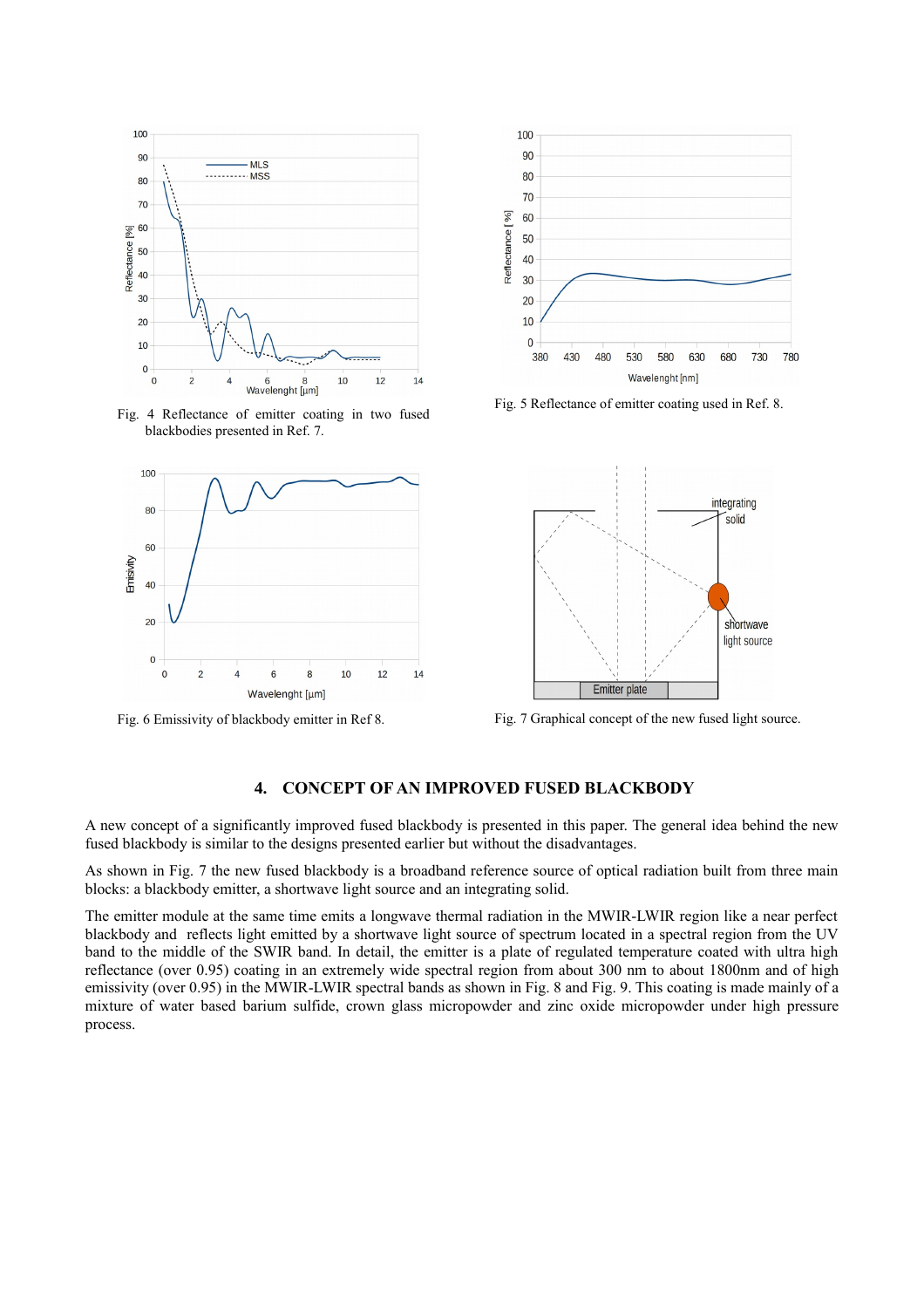Fig. 4 Reflectance of emitter coating in two fused blackbodies presented in Ref. 7.

Fig. 5 Reflectance of emitter coating used in Ref. 8.

Fig. 6 Emissivity of blackbody emitter in Ref 8.

Fig. 7 Graphical concept of the new fused light source.

## 4. CONCEPT OF AN IMPROVED FUSED BLACKBODY

A new concept of a significantly improved fused blackbody is presented in this paper. The general idea behind the new fused blackbody is similar to the designs presented earlier but without the disadvantages.

As shown in Fig. 7 the new fused blackbody is a broadband reference source of optical radiation built from three main blocks: a blackbody emitter, a shortwave light source and an integrating solid.

The emitter module at the same time emits a longwave thermal radiation in the MWIR-LWIR region like a near perfect blackbody and reflects light emitted by a shortwave light source of spectrum located in a spectral region from the UV band to the middle of the SWIR band. In detail, the emitter is a plate of regulated temperature coated with ultra high reflectance (over 0.95) coating in an extremely wide spectral region from about 300 nm to about 1800nm and of high emissivity (over 0.95) in the MWIR-LWIR spectral bands as shown in Fig. 8 and Fig. 9. This coating is made mainly of a mixture of water based barium sulfide, crown glass micropowder and zinc oxide micropowder under high pressure process.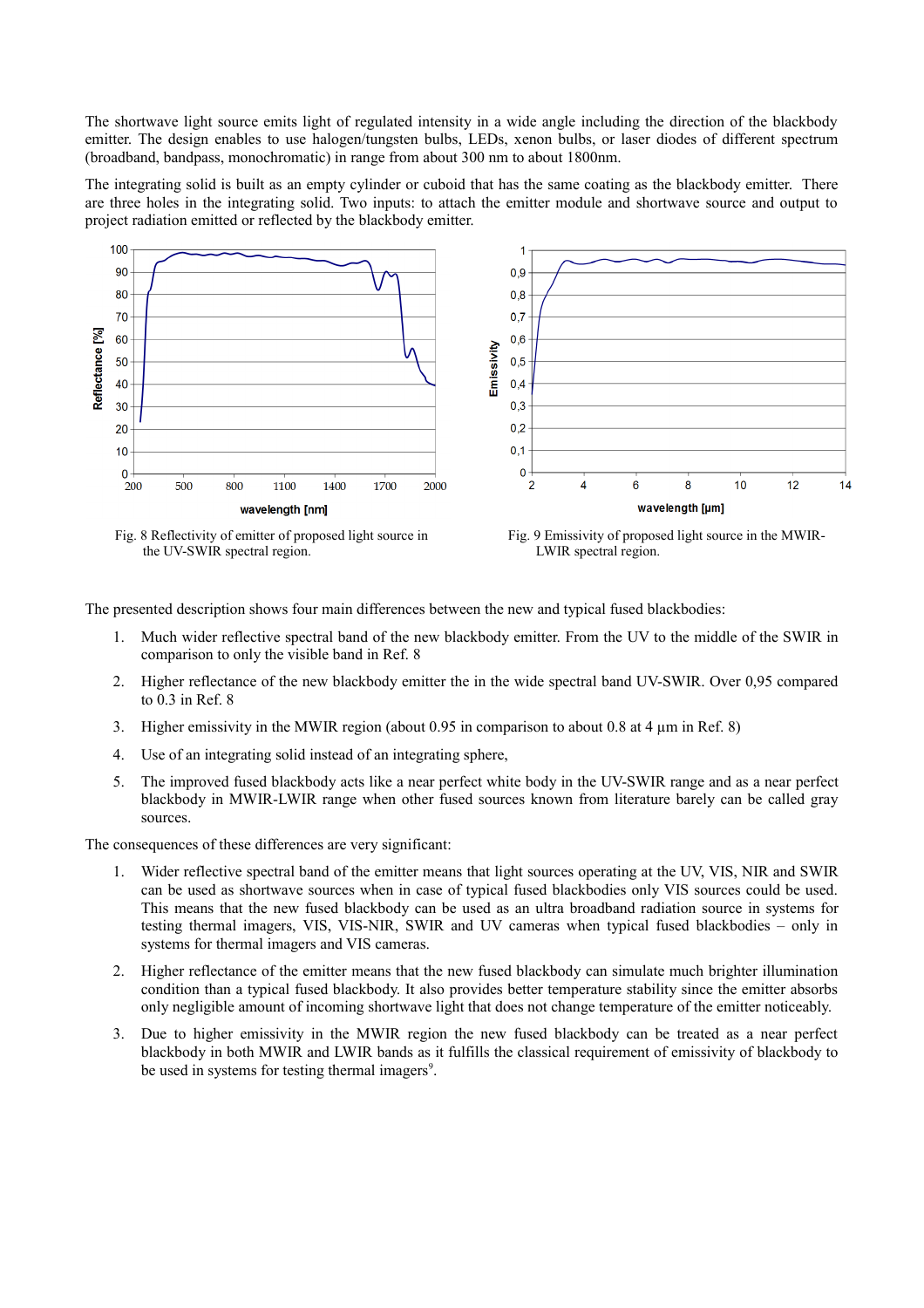The shortwave light source emits light of regulated intensity in a wide angle including the direction of the blackbody emitter. The design enables to use halogen/tungsten bulbs, LEDs, xenon bulbs, or laser diodes of different spectrum (broadband, bandpass, monochromatic) in range from about 300 nm to about 1800nm.

The integrating solid is built as an empty cylinder or cuboid that has the same coating as the blackbody emitter. There are three holes in the integrating solid. Two inputs: to attach the emitter module and shortwave source and output to project radiation emitted or reflected by the blackbody emitter.

Fig. 8 Reflectivity of emitter of proposed light source in the UV-SWIR spectral region.

Fig. 9 Emissivity of proposed light source in the MWIR-LWIR spectral region.

The presented description shows four main differences between the new and typical fused blackbodies:

1. Much wider reflective spectral band of the new blackbody emitter. From the UV to the middle of the SWIR in comparison to only the visible band in Ref. 8
2. Higher reflectance of the new blackbody emitter the in the wide spectral band UV-SWIR. Over 0,95 compared to 0.3 in Ref. 8
3. Higher emissivity in the MWIR region (about 0.95 in comparison to about 0.8 at 4 µm in Ref. 8)
4. Use of an integrating solid instead of an integrating sphere,
5. The improved fused blackbody acts like a near perfect white body in the UV-SWIR range and as a near perfect blackbody in MWIR-LWIR range when other fused sources known from literature barely can be called gray sources.

The consequences of these differences are very significant:

1. Wider reflective spectral band of the emitter means that light sources operating at the UV, VIS, NIR and SWIR can be used as shortwave sources when in case of typical fused blackbodies only VIS sources could be used. This means that the new fused blackbody can be used as an ultra broadband radiation source in systems for testing thermal imagers, VIS, VIS-NIR, SWIR and UV cameras when typical fused blackbodies – only in systems for thermal imagers and VIS cameras.
2. Higher reflectance of the emitter means that the new fused blackbody can simulate much brighter illumination condition than a typical fused blackbody. It also provides better temperature stability since the emitter absorbs only negligible amount of incoming shortwave light that does not change temperature of the emitter noticeably.
3. Due to higher emissivity in the MWIR region the new fused blackbody can be treated as a near perfect blackbody in both MWIR and LWIR bands as it fulfills the classical requirement of emissivity of blackbody to be used in systems for testing thermal imagers[9].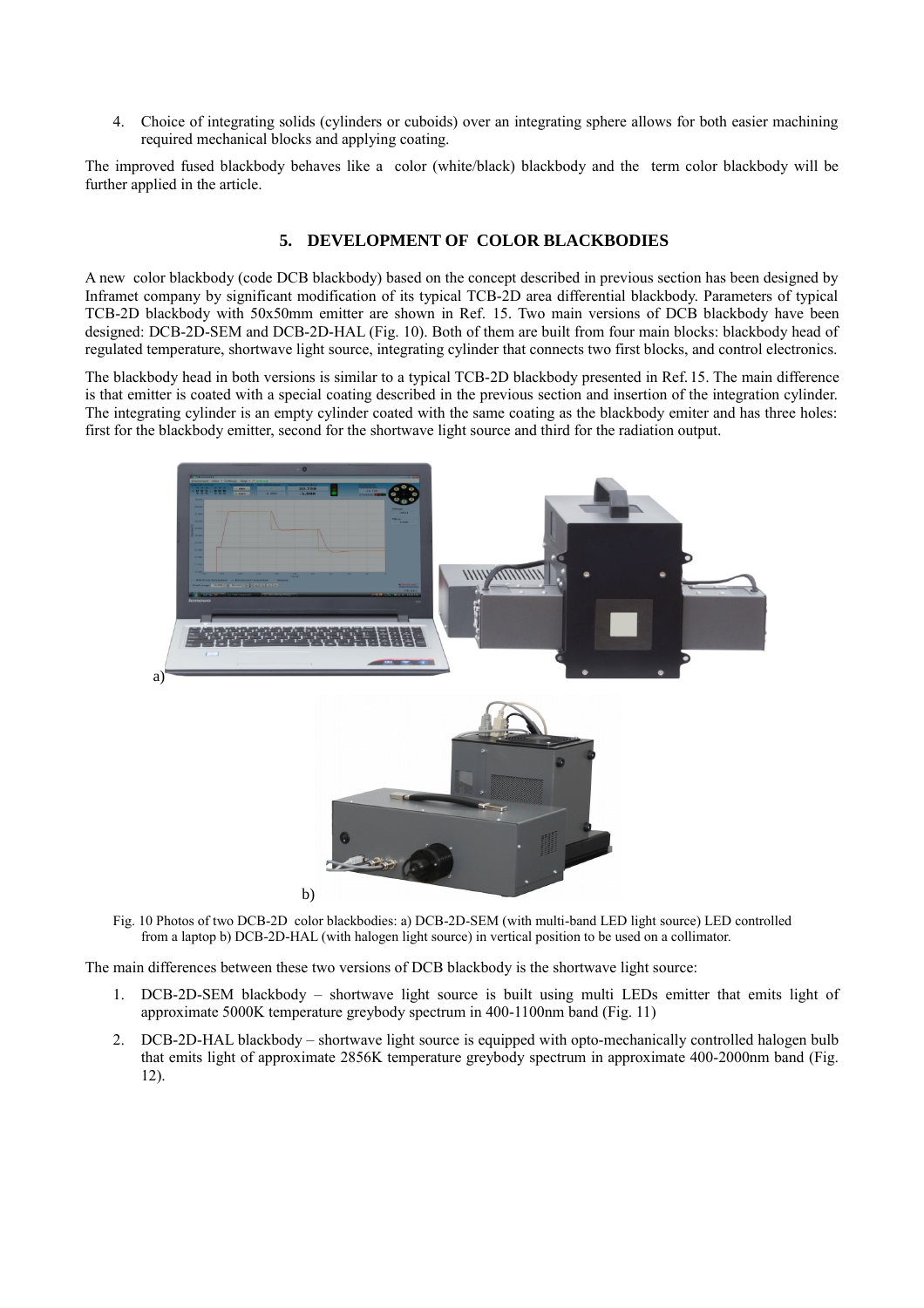4. Choice of integrating solids (cylinders or cuboids) over an integrating sphere allows for both easier machining required mechanical blocks and applying coating.

The improved fused blackbody behaves like a color (white/black) blackbody and the term color blackbody will be further applied in the article.

## 5. DEVELOPMENT OF COLOR BLACKBODIES

A new color blackbody (code DCB blackbody) based on the concept described in previous section has been designed by Inframet company by significant modification of its typical TCB-2D area differential blackbody. Parameters of typical TCB-2D blackbody with 50x50mm emitter are shown in Ref. 15. Two main versions of DCB blackbody have been designed: DCB-2D-SEM and DCB-2D-HAL (Fig. 10). Both of them are built from four main blocks: blackbody head of regulated temperature, shortwave light source, integrating cylinder that connects two first blocks, and control electronics.

The blackbody head in both versions is similar to a typical TCB-2D blackbody presented in Ref. 15. The main difference is that emitter is coated with a special coating described in the previous section and insertion of the integration cylinder. The integrating cylinder is an empty cylinder coated with the same coating as the blackbody emiter and has three holes: first for the blackbody emitter, second for the shortwave light source and third for the radiation output.

a)

b)

Fig. 10 Photos of two DCB-2D color blackbodies: a) DCB-2D-SEM (with multi-band LED light source) LED controlled from a laptop b) DCB-2D-HAL (with halogen light source) in vertical position to be used on a collimator.

The main differences between these two versions of DCB blackbody is the shortwave light source:

1. DCB-2D-SEM blackbody – shortwave light source is built using multi LEDs emitter that emits light of approximate 5000K temperature greybody spectrum in 400-1100nm band (Fig. 11)
2. DCB-2D-HAL blackbody – shortwave light source is equipped with opto-mechanically controlled halogen bulb that emits light of approximate 2856K temperature greybody spectrum in approximate 400-2000nm band (Fig. 12).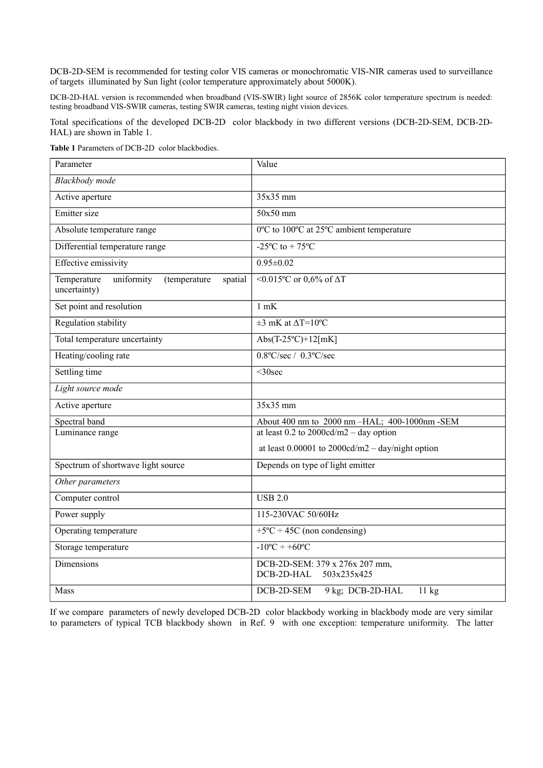DCB-2D-SEM is recommended for testing color VIS cameras or monochromatic VIS-NIR cameras used to surveillance of targets illuminated by Sun light (color temperature approximately about 5000K).

DCB-2D-HAL version is recommended when broadband (VIS-SWIR) light source of 2856K color temperature spectrum is needed: testing broadband VIS-SWIR cameras, testing SWIR cameras, testing night vision devices.

Total specifications of the developed DCB-2D color blackbody in two different versions (DCB-2D-SEM, DCB-2D-HAL) are shown in Table 1.

**Table 1** Parameters of DCB-2D color blackbodies.

| Parameter | Value |
|---|---|
| *Blackbody mode* | |
| Active aperture | 35x35 mm |
| Emitter size | 50x50 mm |
| Absolute temperature range | 0ºC to 100ºC at 25ºC ambient temperature |
| Differential temperature range | -25ºC to + 75ºC |
| Effective emissivity | 0.95±0.02 |
| Temperature uniformity (temperature spatial uncertainty) | <0.015ºC or 0,6% of ΔT |
| Set point and resolution | 1 mK |
| Regulation stability | ±3 mK at ΔT=10ºC |
| Total temperature uncertainty | Abs(T-25ºC)+12[mK] |
| Heating/cooling rate | 0.8ºC/sec / 0.3ºC/sec |
| Settling time | <30sec |
| *Light source mode* | |
| Active aperture | 35x35 mm |
| Spectral band | About 400 nm to 2000 nm –HAL; 400-1000nm -SEM |
| Luminance range | at least 0.2 to 2000cd/m2 – day option<br>at least 0.00001 to 2000cd/m2 – day/night option |
| Spectrum of shortwave light source | Depends on type of light emitter |
| *Other parameters* | |
| Computer control | USB 2.0 |
| Power supply | 115-230VAC 50/60Hz |
| Operating temperature | +5ºC ÷ 45C (non condensing) |
| Storage temperature | -10ºC ÷ +60ºC |
| Dimensions | DCB-2D-SEM: 379 x 276x 207 mm,<br>DCB-2D-HAL 503x235x425 |
| Mass | DCB-2D-SEM 9 kg; DCB-2D-HAL 11 kg |

If we compare parameters of newly developed DCB-2D color blackbody working in blackbody mode are very similar to parameters of typical TCB blackbody shown in Ref. 9 with one exception: temperature uniformity. The latter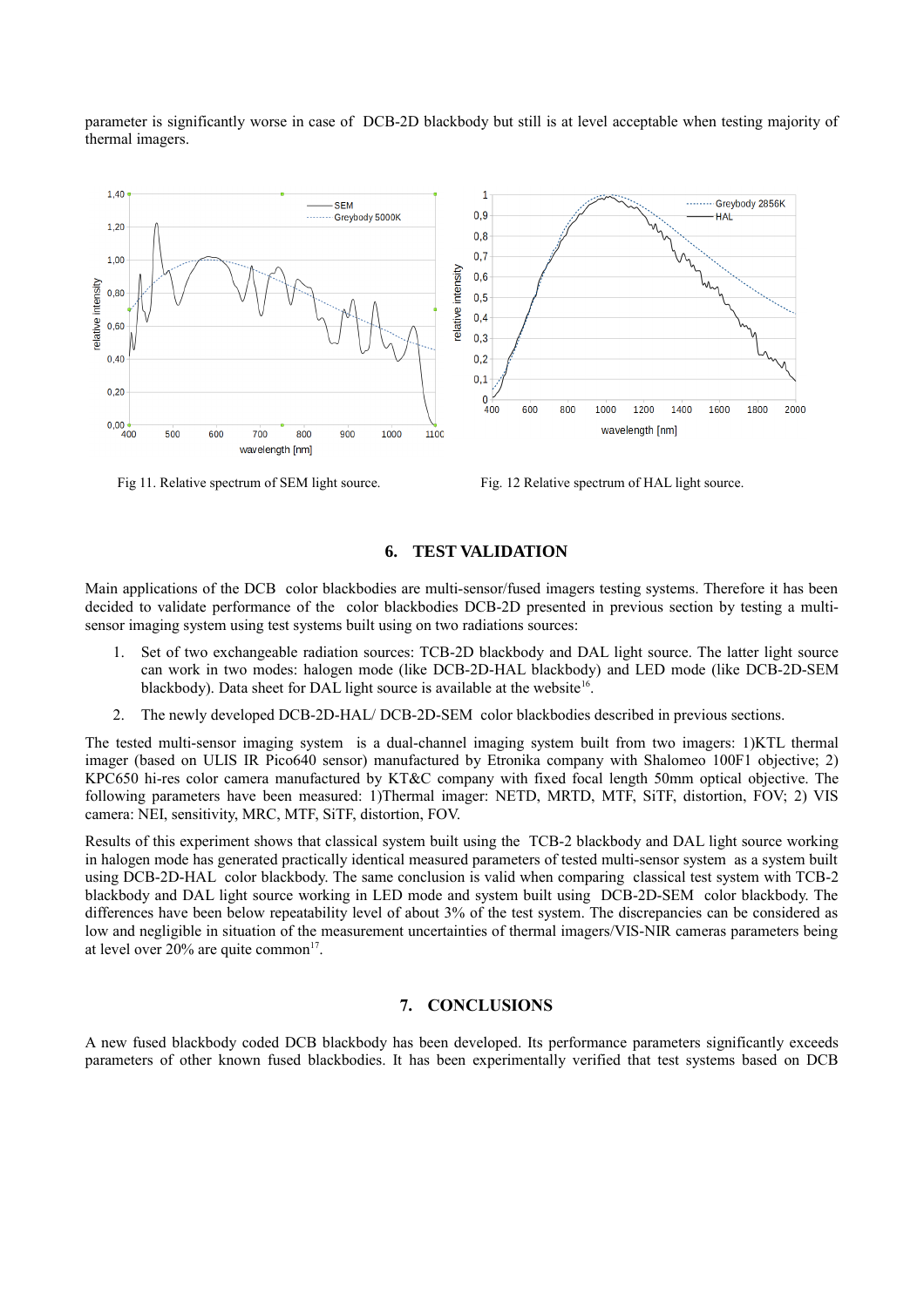parameter is significantly worse in case of DCB-2D blackbody but still is at level acceptable when testing majority of thermal imagers.

Fig 11. Relative spectrum of SEM light source.

Fig. 12 Relative spectrum of HAL light source.

## 6. TEST VALIDATION

Main applications of the DCB color blackbodies are multi-sensor/fused imagers testing systems. Therefore it has been decided to validate performance of the color blackbodies DCB-2D presented in previous section by testing a multi-sensor imaging system using test systems built using on two radiations sources:

1. Set of two exchangeable radiation sources: TCB-2D blackbody and DAL light source. The latter light source can work in two modes: halogen mode (like DCB-2D-HAL blackbody) and LED mode (like DCB-2D-SEM blackbody). Data sheet for DAL light source is available at the website[16].
2. The newly developed DCB-2D-HAL/ DCB-2D-SEM color blackbodies described in previous sections.

The tested multi-sensor imaging system is a dual-channel imaging system built from two imagers: 1)KTL thermal imager (based on ULIS IR Pico640 sensor) manufactured by Etronika company with Shalomeo 100F1 objective; 2) KPC650 hi-res color camera manufactured by KT&C company with fixed focal length 50mm optical objective. The following parameters have been measured: 1)Thermal imager: NETD, MRTD, MTF, SiTF, distortion, FOV; 2) VIS camera: NEI, sensitivity, MRC, MTF, SiTF, distortion, FOV.

Results of this experiment shows that classical system built using the TCB-2 blackbody and DAL light source working in halogen mode has generated practically identical measured parameters of tested multi-sensor system as a system built using DCB-2D-HAL color blackbody. The same conclusion is valid when comparing classical test system with TCB-2 blackbody and DAL light source working in LED mode and system built using DCB-2D-SEM color blackbody. The differences have been below repeatability level of about 3% of the test system. The discrepancies can be considered as low and negligible in situation of the measurement uncertainties of thermal imagers/VIS-NIR cameras parameters being at level over 20% are quite common[17].

## 7. CONCLUSIONS

A new fused blackbody coded DCB blackbody has been developed. Its performance parameters significantly exceeds parameters of other known fused blackbodies. It has been experimentally verified that test systems based on DCB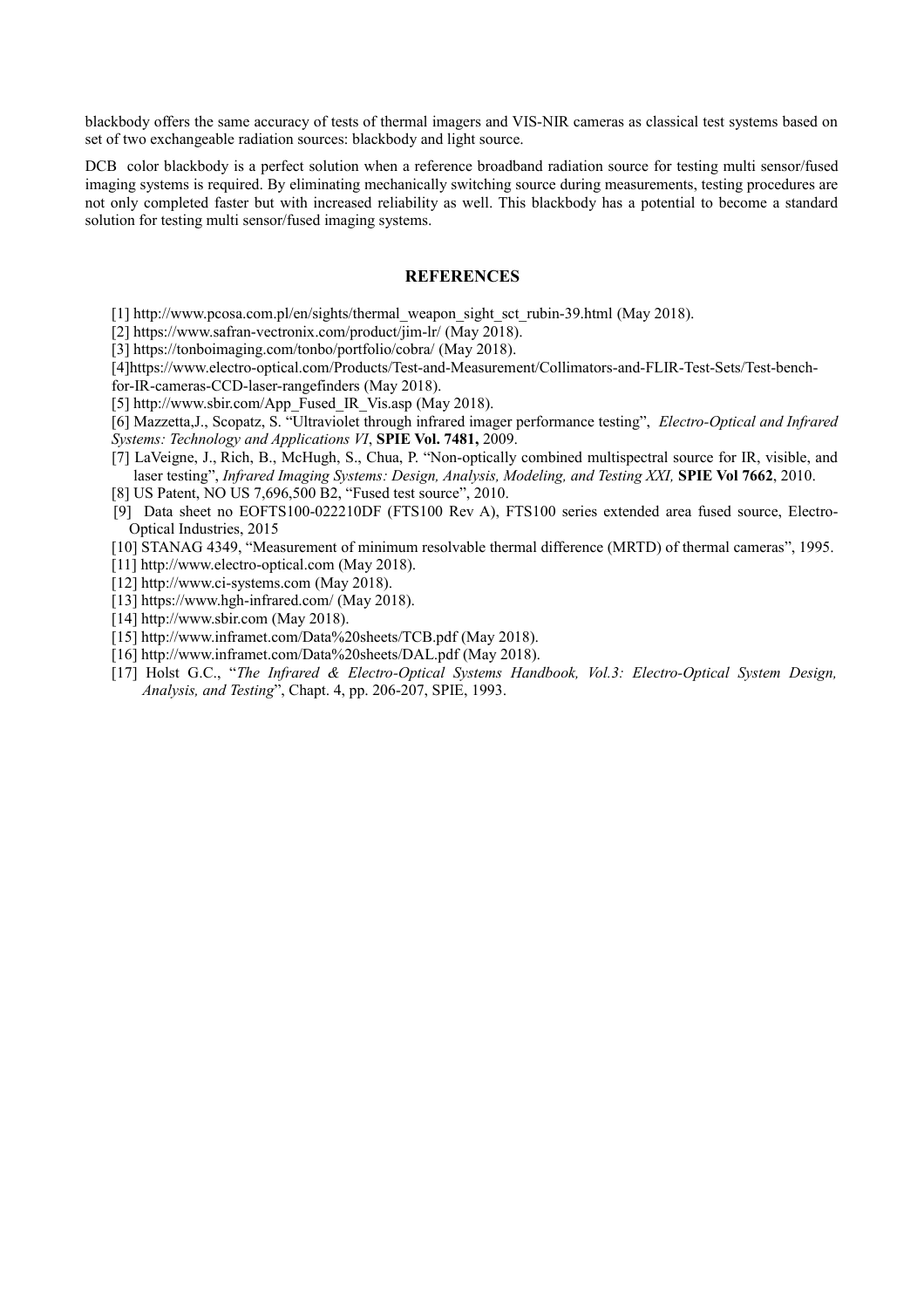blackbody offers the same accuracy of tests of thermal imagers and VIS-NIR cameras as classical test systems based on set of two exchangeable radiation sources: blackbody and light source.

DCB color blackbody is a perfect solution when a reference broadband radiation source for testing multi sensor/fused imaging systems is required. By eliminating mechanically switching source during measurements, testing procedures are not only completed faster but with increased reliability as well. This blackbody has a potential to become a standard solution for testing multi sensor/fused imaging systems.

## REFERENCES

[1] http://www.pcosa.com.pl/en/sights/thermal_weapon_sight_sct_rubin-39.html (May 2018).

[2] https://www.safran-vectronix.com/product/jim-lr/ (May 2018).

[3] https://tonboimaging.com/tonbo/portfolio/cobra/ (May 2018).

[4]https://www.electro-optical.com/Products/Test-and-Measurement/Collimators-and-FLIR-Test-Sets/Test-bench-for-IR-cameras-CCD-laser-rangefinders (May 2018).

[5] http://www.sbir.com/App_Fused_IR_Vis.asp (May 2018).

[6] Mazzetta,J., Scopatz, S. "Ultraviolet through infrared imager performance testing", *Electro-Optical and Infrared Systems: Technology and Applications VI*, **SPIE Vol. 7481,** 2009.

[7] LaVeigne, J., Rich, B., McHugh, S., Chua, P. "Non-optically combined multispectral source for IR, visible, and laser testing", *Infrared Imaging Systems: Design, Analysis, Modeling, and Testing XXI,* **SPIE Vol 7662**, 2010.

[8] US Patent, NO US 7,696,500 B2, "Fused test source", 2010.

[9] Data sheet no EOFTS100-022210DF (FTS100 Rev A), FTS100 series extended area fused source, Electro-Optical Industries, 2015

[10] STANAG 4349, "Measurement of minimum resolvable thermal difference (MRTD) of thermal cameras", 1995.

[11] http://www.electro-optical.com (May 2018).

[12] http://www.ci-systems.com (May 2018).

[13] https://www.hgh-infrared.com/ (May 2018).

[14] http://www.sbir.com (May 2018).

[15] http://www.inframet.com/Data%20sheets/TCB.pdf (May 2018).

[16] http://www.inframet.com/Data%20sheets/DAL.pdf (May 2018).

[17] Holst G.C., "*The Infrared & Electro-Optical Systems Handbook, Vol.3: Electro-Optical System Design, Analysis, and Testing*", Chapt. 4, pp. 206-207, SPIE, 1993.